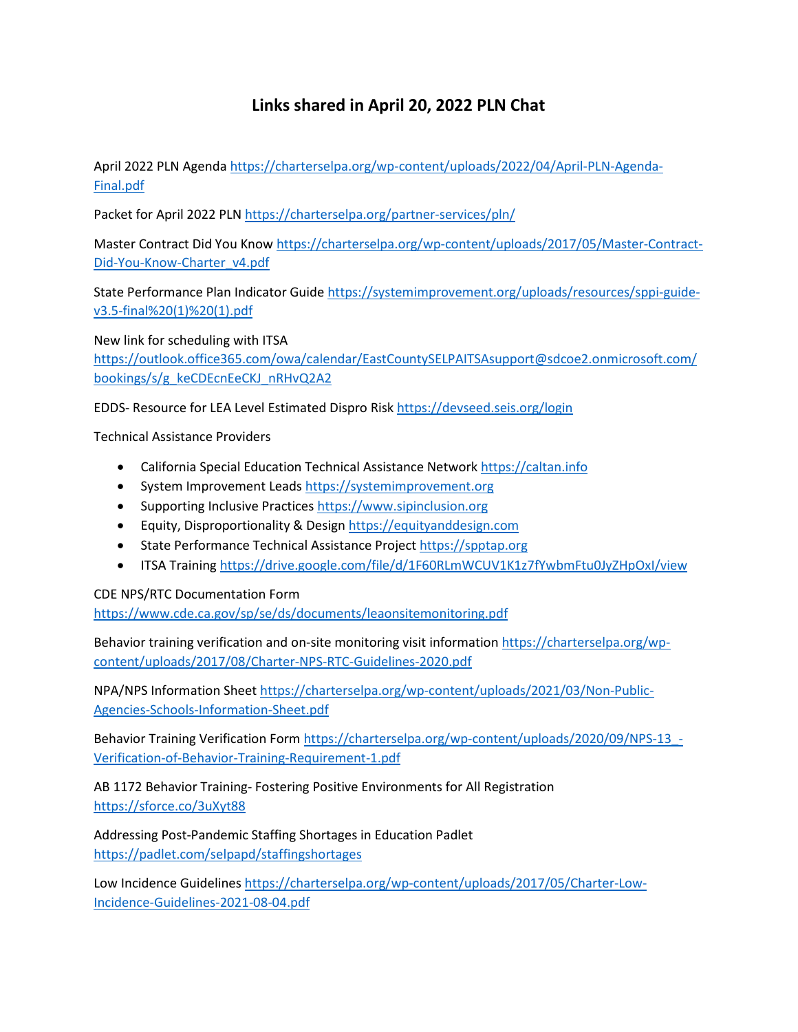# Links shared in April 20, 2022 PLN Chat

April 2022 PLN Agenda https://charterselpa.org/wp-content/uploads/2022/04/April-PLN-Agenda-Final.pdf

Packet for April 2022 PLN https://charterselpa.org/partner-services/pln/

Master Contract Did You Know https://charterselpa.org/wp-content/uploads/2017/05/Master-Contract-Did-You-Know-Charter_v4.pdf

State Performance Plan Indicator Guide https://systemimprovement.org/uploads/resources/sppi-guide-v3.5-final%20(1)%20(1).pdf

New link for scheduling with ITSA
https://outlook.office365.com/owa/calendar/EastCountySELPAITSAsupport@sdcoe2.onmicrosoft.com/bookings/s/g_keCDEcnEeCKJ_nRHvQ2A2

EDDS- Resource for LEA Level Estimated Dispro Risk https://devseed.seis.org/login

Technical Assistance Providers

- California Special Education Technical Assistance Network https://caltan.info
- System Improvement Leads https://systemimprovement.org
- Supporting Inclusive Practices https://www.sipinclusion.org
- Equity, Disproportionality & Design https://equityanddesign.com
- State Performance Technical Assistance Project https://spptap.org
- ITSA Training https://drive.google.com/file/d/1F60RLmWCUV1K1z7fYwbmFtu0JyZHpOxI/view

CDE NPS/RTC Documentation Form
https://www.cde.ca.gov/sp/se/ds/documents/leaonsitemonitoring.pdf

Behavior training verification and on-site monitoring visit information https://charterselpa.org/wp-content/uploads/2017/08/Charter-NPS-RTC-Guidelines-2020.pdf

NPA/NPS Information Sheet https://charterselpa.org/wp-content/uploads/2021/03/Non-Public-Agencies-Schools-Information-Sheet.pdf

Behavior Training Verification Form https://charterselpa.org/wp-content/uploads/2020/09/NPS-13_-Verification-of-Behavior-Training-Requirement-1.pdf

AB 1172 Behavior Training- Fostering Positive Environments for All Registration
https://sforce.co/3uXyt88

Addressing Post-Pandemic Staffing Shortages in Education Padlet
https://padlet.com/selpapd/staffingshortages

Low Incidence Guidelines https://charterselpa.org/wp-content/uploads/2017/05/Charter-Low-Incidence-Guidelines-2021-08-04.pdf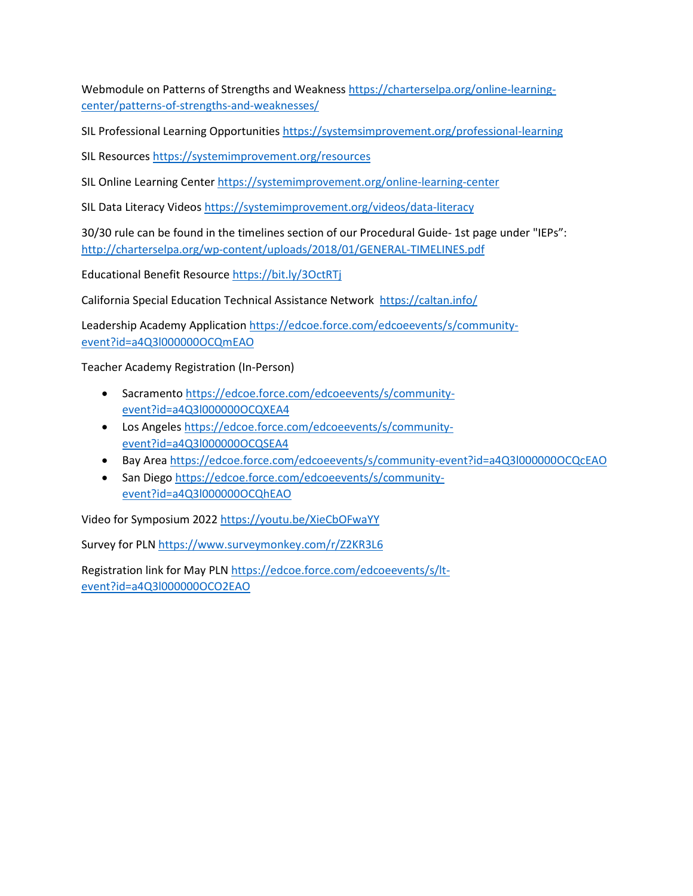Webmodule on Patterns of Strengths and Weakness https://charterselpa.org/online-learning-center/patterns-of-strengths-and-weaknesses/

SIL Professional Learning Opportunities https://systemsimprovement.org/professional-learning

SIL Resources https://systemimprovement.org/resources

SIL Online Learning Center https://systemimprovement.org/online-learning-center

SIL Data Literacy Videos https://systemimprovement.org/videos/data-literacy

30/30 rule can be found in the timelines section of our Procedural Guide- 1st page under "IEPs": http://charterselpa.org/wp-content/uploads/2018/01/GENERAL-TIMELINES.pdf

Educational Benefit Resource https://bit.ly/3OctRTj

California Special Education Technical Assistance Network https://caltan.info/

Leadership Academy Application https://edcoe.force.com/edcoeevents/s/community-event?id=a4Q3l000000OCQmEAO

Teacher Academy Registration (In-Person)

- Sacramento https://edcoe.force.com/edcoeevents/s/community-event?id=a4Q3l000000OCQXEA4
- Los Angeles https://edcoe.force.com/edcoeevents/s/community-event?id=a4Q3l000000OCQSEA4
- Bay Area https://edcoe.force.com/edcoeevents/s/community-event?id=a4Q3l000000OCQcEAO
- San Diego https://edcoe.force.com/edcoeevents/s/community-event?id=a4Q3l000000OCQhEAO

Video for Symposium 2022 https://youtu.be/XieCbOFwaYY

Survey for PLN https://www.surveymonkey.com/r/Z2KR3L6

Registration link for May PLN https://edcoe.force.com/edcoeevents/s/lt-event?id=a4Q3l000000OCO2EAO